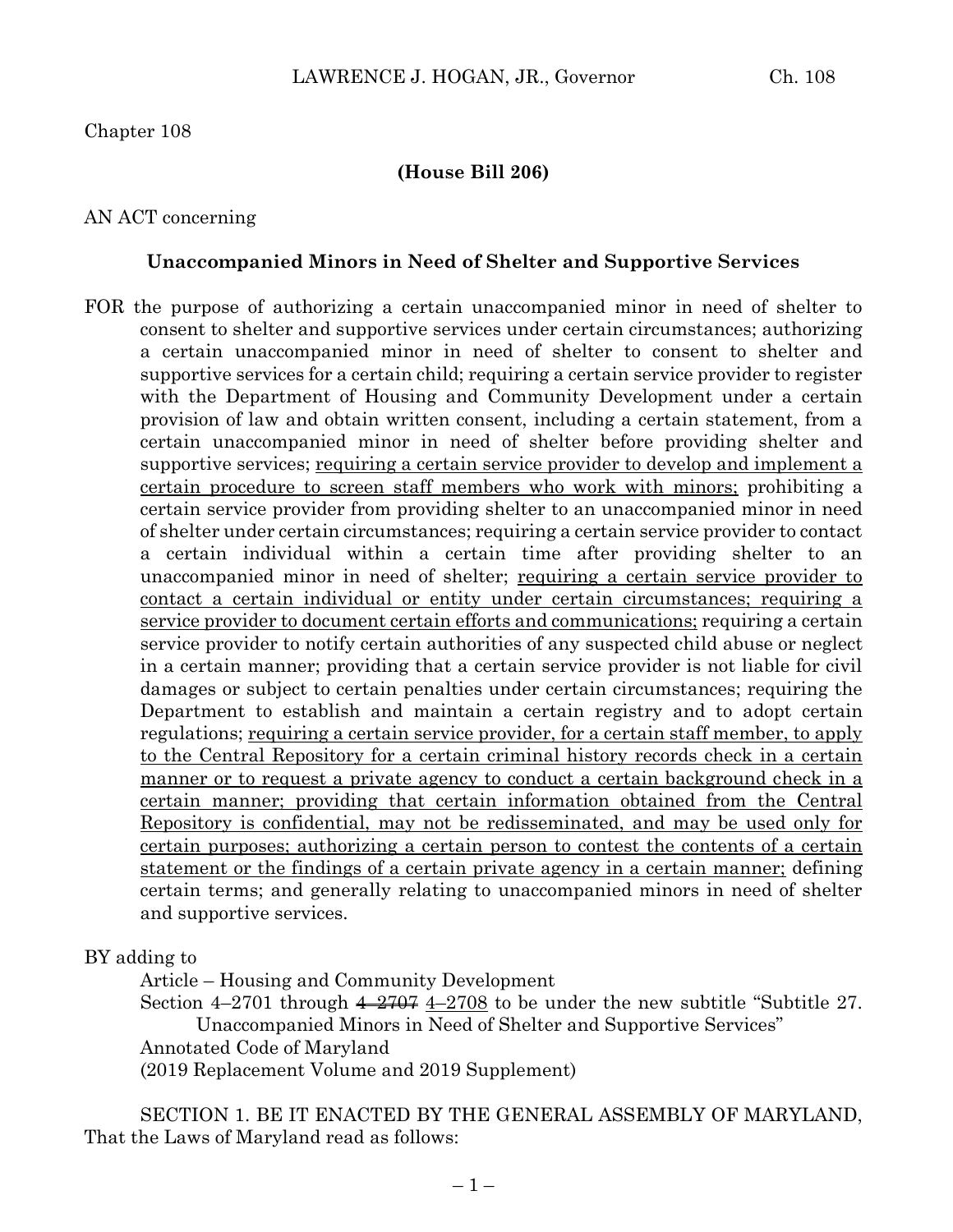Chapter 108

**(House Bill 206)**

AN ACT concerning

**Unaccompanied Minors in Need of Shelter and Supportive Services**

FOR the purpose of authorizing a certain unaccompanied minor in need of shelter to consent to shelter and supportive services under certain circumstances; authorizing a certain unaccompanied minor in need of shelter to consent to shelter and supportive services for a certain child; requiring a certain service provider to register with the Department of Housing and Community Development under a certain provision of law and obtain written consent, including a certain statement, from a certain unaccompanied minor in need of shelter before providing shelter and supportive services; <u>requiring a certain service provider to develop and implement a certain procedure to screen staff members who work with minors;</u> prohibiting a certain service provider from providing shelter to an unaccompanied minor in need of shelter under certain circumstances; requiring a certain service provider to contact a certain individual within a certain time after providing shelter to an unaccompanied minor in need of shelter; <u>requiring a certain service provider to contact a certain individual or entity under certain circumstances; requiring a service provider to document certain efforts and communications;</u> requiring a certain service provider to notify certain authorities of any suspected child abuse or neglect in a certain manner; providing that a certain service provider is not liable for civil damages or subject to certain penalties under certain circumstances; requiring the Department to establish and maintain a certain registry and to adopt certain regulations; <u>requiring a certain service provider, for a certain staff member, to apply to the Central Repository for a certain criminal history records check in a certain manner or to request a private agency to conduct a certain background check in a certain manner; providing that certain information obtained from the Central Repository is confidential, may not be redisseminated, and may be used only for certain purposes; authorizing a certain person to contest the contents of a certain statement or the findings of a certain private agency in a certain manner;</u> defining certain terms; and generally relating to unaccompanied minors in need of shelter and supportive services.

BY adding to

Article – Housing and Community Development

Section 4–2701 through ~~4–2707~~ <u>4–2708</u> to be under the new subtitle "Subtitle 27. Unaccompanied Minors in Need of Shelter and Supportive Services"

Annotated Code of Maryland

(2019 Replacement Volume and 2019 Supplement)

SECTION 1. BE IT ENACTED BY THE GENERAL ASSEMBLY OF MARYLAND, That the Laws of Maryland read as follows: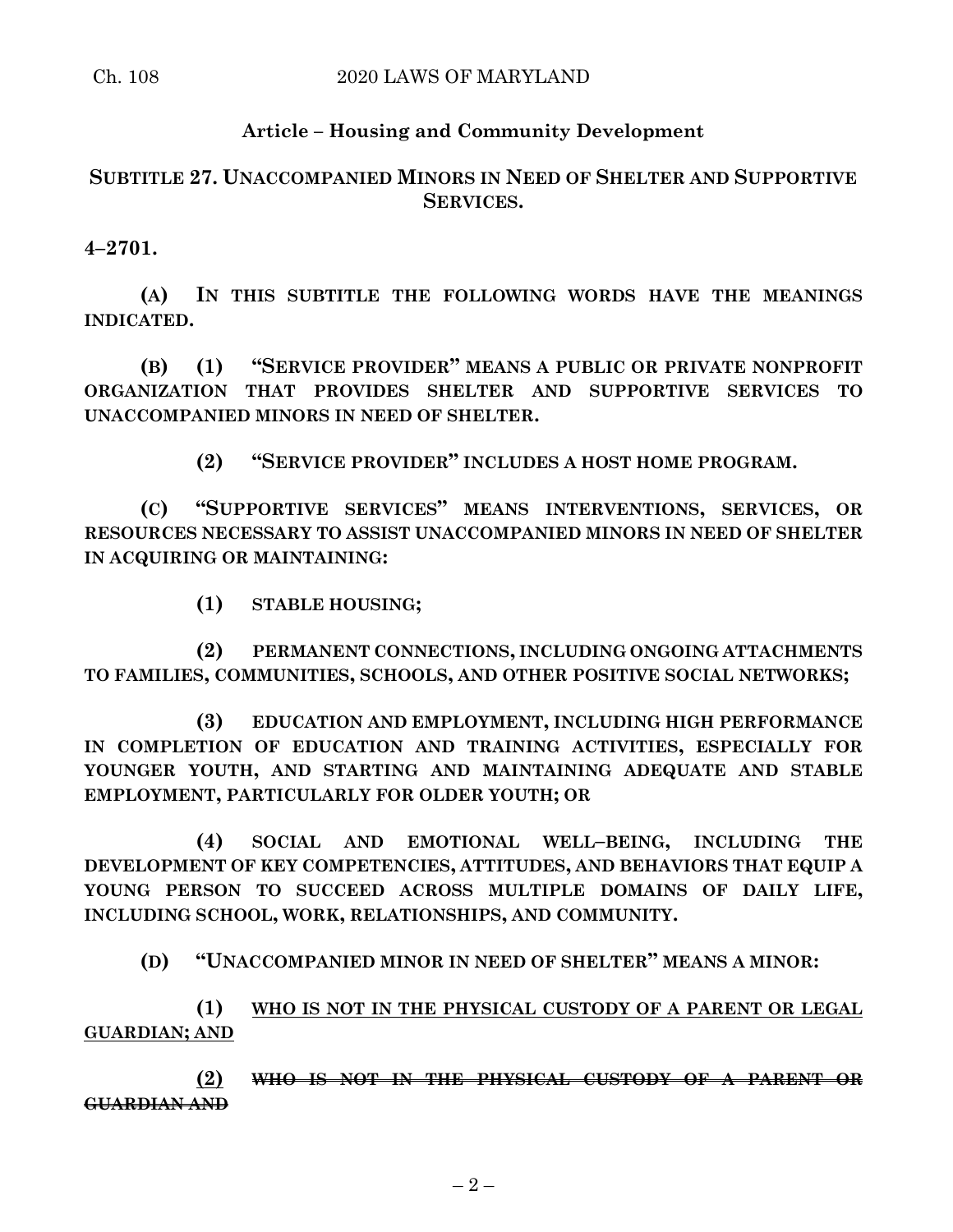**Article – Housing and Community Development**

**SUBTITLE 27. UNACCOMPANIED MINORS IN NEED OF SHELTER AND SUPPORTIVE SERVICES.**

**4–2701.**

**(A) IN THIS SUBTITLE THE FOLLOWING WORDS HAVE THE MEANINGS INDICATED.**

**(B) (1) "SERVICE PROVIDER" MEANS A PUBLIC OR PRIVATE NONPROFIT ORGANIZATION THAT PROVIDES SHELTER AND SUPPORTIVE SERVICES TO UNACCOMPANIED MINORS IN NEED OF SHELTER.**

**(2) "SERVICE PROVIDER" INCLUDES A HOST HOME PROGRAM.**

**(C) "SUPPORTIVE SERVICES" MEANS INTERVENTIONS, SERVICES, OR RESOURCES NECESSARY TO ASSIST UNACCOMPANIED MINORS IN NEED OF SHELTER IN ACQUIRING OR MAINTAINING:**

**(1) STABLE HOUSING;**

**(2) PERMANENT CONNECTIONS, INCLUDING ONGOING ATTACHMENTS TO FAMILIES, COMMUNITIES, SCHOOLS, AND OTHER POSITIVE SOCIAL NETWORKS;**

**(3) EDUCATION AND EMPLOYMENT, INCLUDING HIGH PERFORMANCE IN COMPLETION OF EDUCATION AND TRAINING ACTIVITIES, ESPECIALLY FOR YOUNGER YOUTH, AND STARTING AND MAINTAINING ADEQUATE AND STABLE EMPLOYMENT, PARTICULARLY FOR OLDER YOUTH; OR**

**(4) SOCIAL AND EMOTIONAL WELL–BEING, INCLUDING THE DEVELOPMENT OF KEY COMPETENCIES, ATTITUDES, AND BEHAVIORS THAT EQUIP A YOUNG PERSON TO SUCCEED ACROSS MULTIPLE DOMAINS OF DAILY LIFE, INCLUDING SCHOOL, WORK, RELATIONSHIPS, AND COMMUNITY.**

**(D) "UNACCOMPANIED MINOR IN NEED OF SHELTER" MEANS A MINOR:**

**(1) <u>WHO IS NOT IN THE PHYSICAL CUSTODY OF A PARENT OR LEGAL GUARDIAN; AND</u>**

**<u>(2)</u> ~~WHO IS NOT IN THE PHYSICAL CUSTODY OF A PARENT OR GUARDIAN AND~~**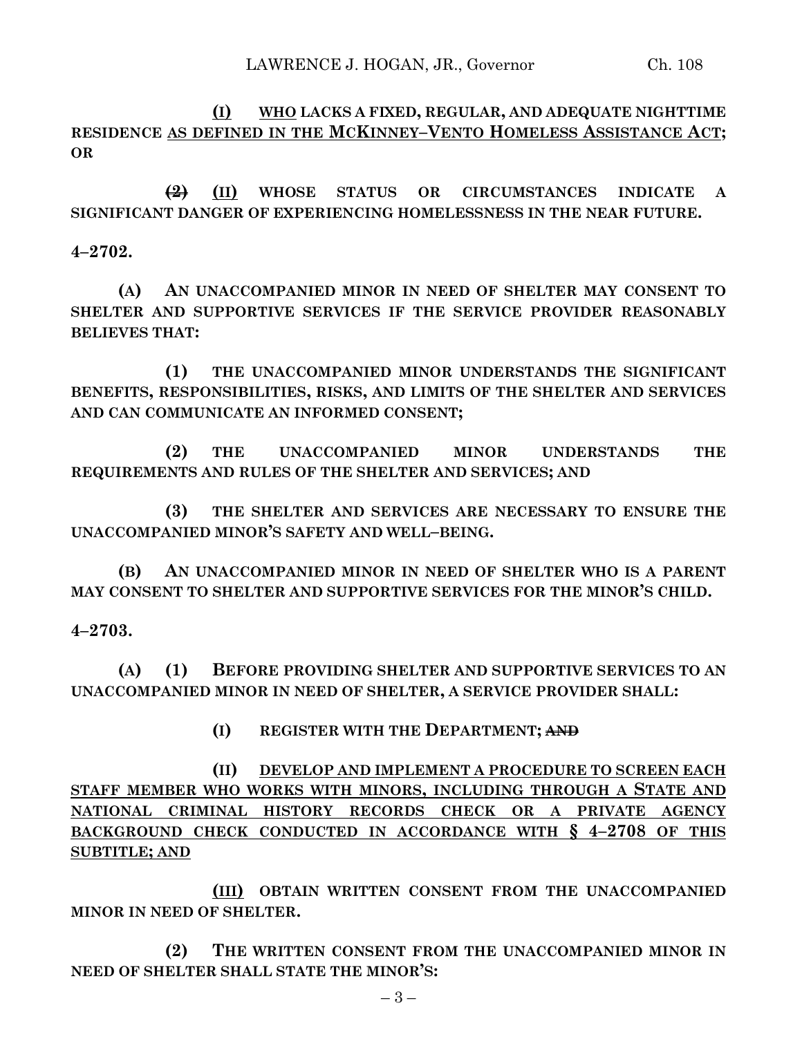**(I)** <u>**WHO**</u> **LACKS A FIXED, REGULAR, AND ADEQUATE NIGHTTIME RESIDENCE** <u>**AS DEFINED IN THE MCKINNEY–VENTO HOMELESS ASSISTANCE ACT;**</u> **OR**

~~**(2)**~~ <u>**(II)**</u> **WHOSE STATUS OR CIRCUMSTANCES INDICATE A SIGNIFICANT DANGER OF EXPERIENCING HOMELESSNESS IN THE NEAR FUTURE.**

**4–2702.**

**(A) AN UNACCOMPANIED MINOR IN NEED OF SHELTER MAY CONSENT TO SHELTER AND SUPPORTIVE SERVICES IF THE SERVICE PROVIDER REASONABLY BELIEVES THAT:**

**(1) THE UNACCOMPANIED MINOR UNDERSTANDS THE SIGNIFICANT BENEFITS, RESPONSIBILITIES, RISKS, AND LIMITS OF THE SHELTER AND SERVICES AND CAN COMMUNICATE AN INFORMED CONSENT;**

**(2) THE UNACCOMPANIED MINOR UNDERSTANDS THE REQUIREMENTS AND RULES OF THE SHELTER AND SERVICES; AND**

**(3) THE SHELTER AND SERVICES ARE NECESSARY TO ENSURE THE UNACCOMPANIED MINOR'S SAFETY AND WELL–BEING.**

**(B) AN UNACCOMPANIED MINOR IN NEED OF SHELTER WHO IS A PARENT MAY CONSENT TO SHELTER AND SUPPORTIVE SERVICES FOR THE MINOR'S CHILD.**

**4–2703.**

**(A) (1) BEFORE PROVIDING SHELTER AND SUPPORTIVE SERVICES TO AN UNACCOMPANIED MINOR IN NEED OF SHELTER, A SERVICE PROVIDER SHALL:**

**(I) REGISTER WITH THE DEPARTMENT;** ~~**AND**~~

**(II)** <u>**DEVELOP AND IMPLEMENT A PROCEDURE TO SCREEN EACH STAFF MEMBER WHO WORKS WITH MINORS, INCLUDING THROUGH A STATE AND NATIONAL CRIMINAL HISTORY RECORDS CHECK OR A PRIVATE AGENCY BACKGROUND CHECK CONDUCTED IN ACCORDANCE WITH § 4–2708 OF THIS SUBTITLE; AND**</u>

<u>**(III)**</u> **OBTAIN WRITTEN CONSENT FROM THE UNACCOMPANIED MINOR IN NEED OF SHELTER.**

**(2) THE WRITTEN CONSENT FROM THE UNACCOMPANIED MINOR IN NEED OF SHELTER SHALL STATE THE MINOR'S:**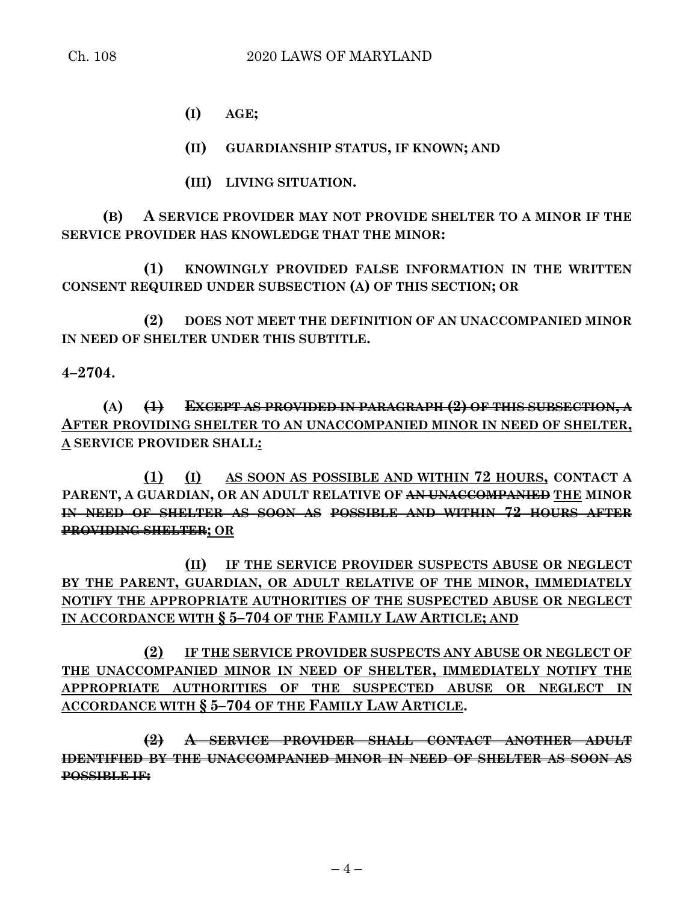**(I) AGE;**

**(II) GUARDIANSHIP STATUS, IF KNOWN; AND**

**(III) LIVING SITUATION.**

**(B) A SERVICE PROVIDER MAY NOT PROVIDE SHELTER TO A MINOR IF THE SERVICE PROVIDER HAS KNOWLEDGE THAT THE MINOR:**

**(1) KNOWINGLY PROVIDED FALSE INFORMATION IN THE WRITTEN CONSENT REQUIRED UNDER SUBSECTION (A) OF THIS SECTION; OR**

**(2) DOES NOT MEET THE DEFINITION OF AN UNACCOMPANIED MINOR IN NEED OF SHELTER UNDER THIS SUBTITLE.**

**4–2704.**

**(A)** ~~**(1) EXCEPT AS PROVIDED IN PARAGRAPH (2) OF THIS SUBSECTION, A**~~ **AFTER PROVIDING SHELTER TO AN UNACCOMPANIED MINOR IN NEED OF SHELTER, A SERVICE PROVIDER SHALL:**

**(1) (I) AS SOON AS POSSIBLE AND WITHIN 72 HOURS, CONTACT A PARENT, A GUARDIAN, OR AN ADULT RELATIVE OF** ~~**AN UNACCOMPANIED**~~ **THE MINOR** ~~**IN NEED OF SHELTER AS SOON AS POSSIBLE AND WITHIN 72 HOURS AFTER PROVIDING SHELTER**~~**; OR**

**(II) IF THE SERVICE PROVIDER SUSPECTS ABUSE OR NEGLECT BY THE PARENT, GUARDIAN, OR ADULT RELATIVE OF THE MINOR, IMMEDIATELY NOTIFY THE APPROPRIATE AUTHORITIES OF THE SUSPECTED ABUSE OR NEGLECT IN ACCORDANCE WITH § 5–704 OF THE FAMILY LAW ARTICLE; AND**

**(2) IF THE SERVICE PROVIDER SUSPECTS ANY ABUSE OR NEGLECT OF THE UNACCOMPANIED MINOR IN NEED OF SHELTER, IMMEDIATELY NOTIFY THE APPROPRIATE AUTHORITIES OF THE SUSPECTED ABUSE OR NEGLECT IN ACCORDANCE WITH § 5–704 OF THE FAMILY LAW ARTICLE.**

~~**(2) A SERVICE PROVIDER SHALL CONTACT ANOTHER ADULT IDENTIFIED BY THE UNACCOMPANIED MINOR IN NEED OF SHELTER AS SOON AS POSSIBLE IF:**~~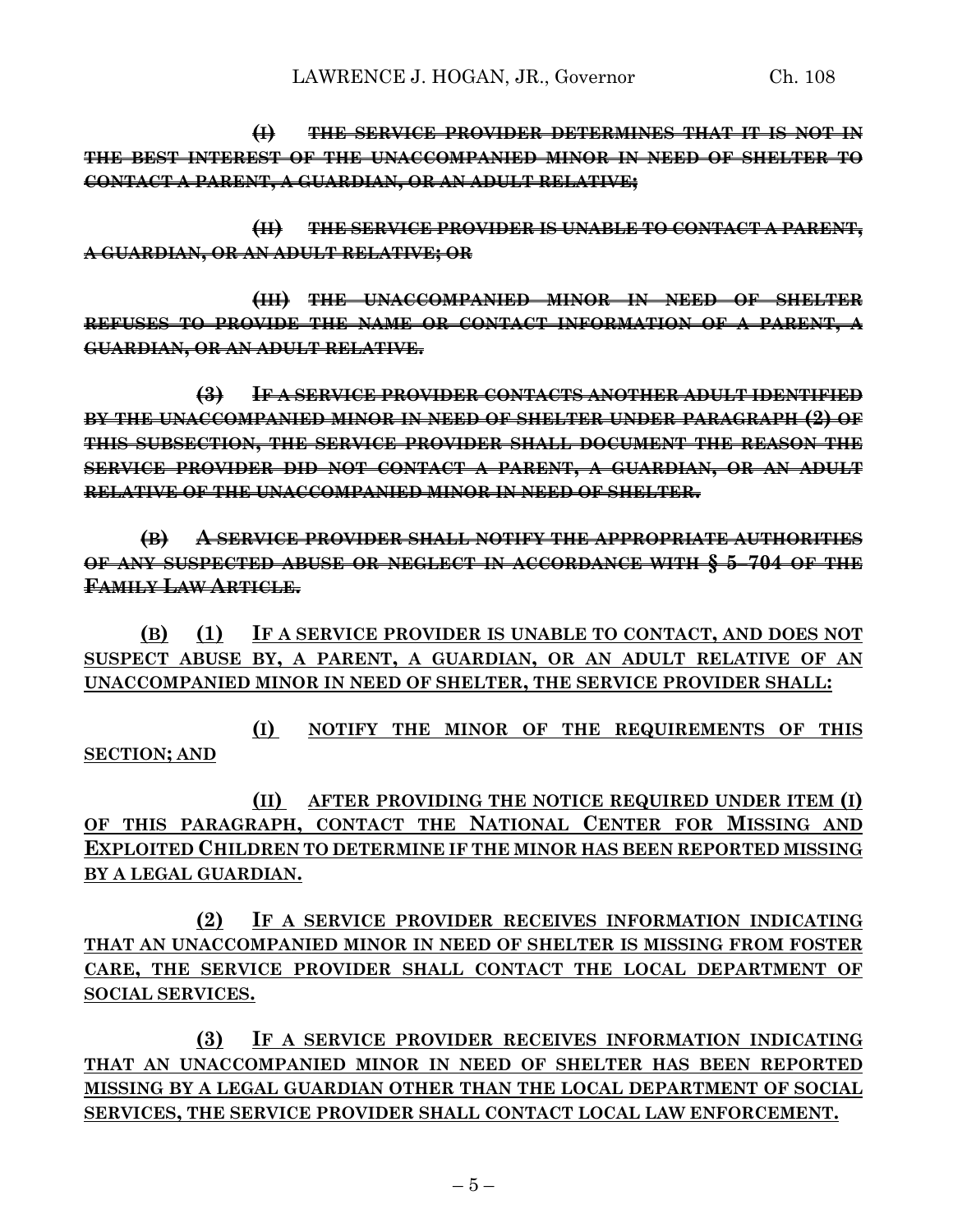~~**(I) THE SERVICE PROVIDER DETERMINES THAT IT IS NOT IN THE BEST INTEREST OF THE UNACCOMPANIED MINOR IN NEED OF SHELTER TO CONTACT A PARENT, A GUARDIAN, OR AN ADULT RELATIVE;**~~

~~**(II) THE SERVICE PROVIDER IS UNABLE TO CONTACT A PARENT, A GUARDIAN, OR AN ADULT RELATIVE; OR**~~

~~**(III) THE UNACCOMPANIED MINOR IN NEED OF SHELTER REFUSES TO PROVIDE THE NAME OR CONTACT INFORMATION OF A PARENT, A GUARDIAN, OR AN ADULT RELATIVE.**~~

~~**(3) IF A SERVICE PROVIDER CONTACTS ANOTHER ADULT IDENTIFIED BY THE UNACCOMPANIED MINOR IN NEED OF SHELTER UNDER PARAGRAPH (2) OF THIS SUBSECTION, THE SERVICE PROVIDER SHALL DOCUMENT THE REASON THE SERVICE PROVIDER DID NOT CONTACT A PARENT, A GUARDIAN, OR AN ADULT RELATIVE OF THE UNACCOMPANIED MINOR IN NEED OF SHELTER.**~~

~~**(B) A SERVICE PROVIDER SHALL NOTIFY THE APPROPRIATE AUTHORITIES OF ANY SUSPECTED ABUSE OR NEGLECT IN ACCORDANCE WITH § 5–704 OF THE FAMILY LAW ARTICLE.**~~

<u>**(B) (1) IF A SERVICE PROVIDER IS UNABLE TO CONTACT, AND DOES NOT SUSPECT ABUSE BY, A PARENT, A GUARDIAN, OR AN ADULT RELATIVE OF AN UNACCOMPANIED MINOR IN NEED OF SHELTER, THE SERVICE PROVIDER SHALL:**</u>

<u>**(I) NOTIFY THE MINOR OF THE REQUIREMENTS OF THIS SECTION; AND**</u>

<u>**(II) AFTER PROVIDING THE NOTICE REQUIRED UNDER ITEM (I) OF THIS PARAGRAPH, CONTACT THE NATIONAL CENTER FOR MISSING AND EXPLOITED CHILDREN TO DETERMINE IF THE MINOR HAS BEEN REPORTED MISSING BY A LEGAL GUARDIAN.**</u>

<u>**(2) IF A SERVICE PROVIDER RECEIVES INFORMATION INDICATING THAT AN UNACCOMPANIED MINOR IN NEED OF SHELTER IS MISSING FROM FOSTER CARE, THE SERVICE PROVIDER SHALL CONTACT THE LOCAL DEPARTMENT OF SOCIAL SERVICES.**</u>

<u>**(3) IF A SERVICE PROVIDER RECEIVES INFORMATION INDICATING THAT AN UNACCOMPANIED MINOR IN NEED OF SHELTER HAS BEEN REPORTED MISSING BY A LEGAL GUARDIAN OTHER THAN THE LOCAL DEPARTMENT OF SOCIAL SERVICES, THE SERVICE PROVIDER SHALL CONTACT LOCAL LAW ENFORCEMENT.**</u>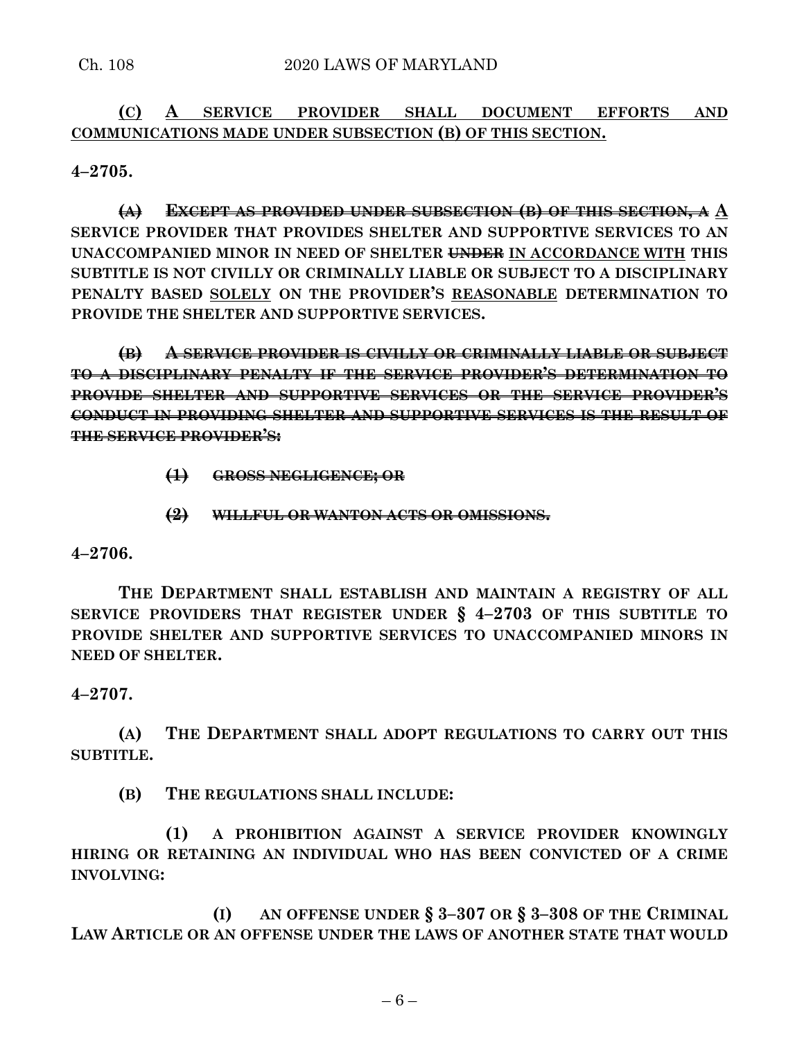**(C) A SERVICE PROVIDER SHALL DOCUMENT EFFORTS AND COMMUNICATIONS MADE UNDER SUBSECTION (B) OF THIS SECTION.**

**4–2705.**

~~**(A) EXCEPT AS PROVIDED UNDER SUBSECTION (B) OF THIS SECTION, A**~~ **A SERVICE PROVIDER THAT PROVIDES SHELTER AND SUPPORTIVE SERVICES TO AN UNACCOMPANIED MINOR IN NEED OF SHELTER** ~~**UNDER**~~ **IN ACCORDANCE WITH THIS SUBTITLE IS NOT CIVILLY OR CRIMINALLY LIABLE OR SUBJECT TO A DISCIPLINARY PENALTY BASED SOLELY ON THE PROVIDER'S REASONABLE DETERMINATION TO PROVIDE THE SHELTER AND SUPPORTIVE SERVICES.**

~~**(B) A SERVICE PROVIDER IS CIVILLY OR CRIMINALLY LIABLE OR SUBJECT TO A DISCIPLINARY PENALTY IF THE SERVICE PROVIDER'S DETERMINATION TO PROVIDE SHELTER AND SUPPORTIVE SERVICES OR THE SERVICE PROVIDER'S CONDUCT IN PROVIDING SHELTER AND SUPPORTIVE SERVICES IS THE RESULT OF THE SERVICE PROVIDER'S:**~~

~~**(1) GROSS NEGLIGENCE; OR**~~

~~**(2) WILLFUL OR WANTON ACTS OR OMISSIONS.**~~

**4–2706.**

**THE DEPARTMENT SHALL ESTABLISH AND MAINTAIN A REGISTRY OF ALL SERVICE PROVIDERS THAT REGISTER UNDER § 4–2703 OF THIS SUBTITLE TO PROVIDE SHELTER AND SUPPORTIVE SERVICES TO UNACCOMPANIED MINORS IN NEED OF SHELTER.**

**4–2707.**

**(A) THE DEPARTMENT SHALL ADOPT REGULATIONS TO CARRY OUT THIS SUBTITLE.**

**(B) THE REGULATIONS SHALL INCLUDE:**

**(1) A PROHIBITION AGAINST A SERVICE PROVIDER KNOWINGLY HIRING OR RETAINING AN INDIVIDUAL WHO HAS BEEN CONVICTED OF A CRIME INVOLVING:**

**(I) AN OFFENSE UNDER § 3–307 OR § 3–308 OF THE CRIMINAL LAW ARTICLE OR AN OFFENSE UNDER THE LAWS OF ANOTHER STATE THAT WOULD**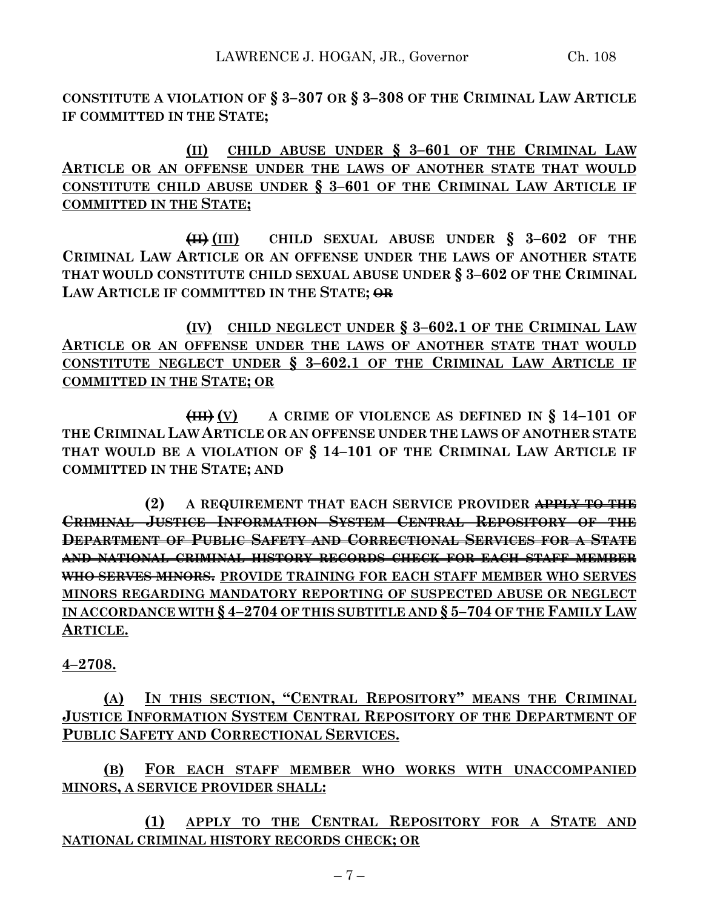CONSTITUTE A VIOLATION OF § 3–307 OR § 3–308 OF THE CRIMINAL LAW ARTICLE IF COMMITTED IN THE STATE;

<u>(II) CHILD ABUSE UNDER § 3–601 OF THE CRIMINAL LAW ARTICLE OR AN OFFENSE UNDER THE LAWS OF ANOTHER STATE THAT WOULD CONSTITUTE CHILD ABUSE UNDER § 3–601 OF THE CRIMINAL LAW ARTICLE IF COMMITTED IN THE STATE;</u>

~~(II)~~ <u>(III)</u> CHILD SEXUAL ABUSE UNDER § 3–602 OF THE CRIMINAL LAW ARTICLE OR AN OFFENSE UNDER THE LAWS OF ANOTHER STATE THAT WOULD CONSTITUTE CHILD SEXUAL ABUSE UNDER § 3–602 OF THE CRIMINAL LAW ARTICLE IF COMMITTED IN THE STATE; ~~OR~~

<u>(IV) CHILD NEGLECT UNDER § 3–602.1 OF THE CRIMINAL LAW ARTICLE OR AN OFFENSE UNDER THE LAWS OF ANOTHER STATE THAT WOULD CONSTITUTE NEGLECT UNDER § 3–602.1 OF THE CRIMINAL LAW ARTICLE IF COMMITTED IN THE STATE; OR</u>

~~(III)~~ <u>(V)</u> A CRIME OF VIOLENCE AS DEFINED IN § 14–101 OF THE CRIMINAL LAW ARTICLE OR AN OFFENSE UNDER THE LAWS OF ANOTHER STATE THAT WOULD BE A VIOLATION OF § 14–101 OF THE CRIMINAL LAW ARTICLE IF COMMITTED IN THE STATE; AND

(2) A REQUIREMENT THAT EACH SERVICE PROVIDER ~~APPLY TO THE CRIMINAL JUSTICE INFORMATION SYSTEM CENTRAL REPOSITORY OF THE DEPARTMENT OF PUBLIC SAFETY AND CORRECTIONAL SERVICES FOR A STATE AND NATIONAL CRIMINAL HISTORY RECORDS CHECK FOR EACH STAFF MEMBER WHO SERVES MINORS.~~ <u>PROVIDE TRAINING FOR EACH STAFF MEMBER WHO SERVES MINORS REGARDING MANDATORY REPORTING OF SUSPECTED ABUSE OR NEGLECT IN ACCORDANCE WITH § 4–2704 OF THIS SUBTITLE AND § 5–704 OF THE FAMILY LAW ARTICLE.</u>

<u>4–2708.</u>

<u>(A) IN THIS SECTION, "CENTRAL REPOSITORY" MEANS THE CRIMINAL JUSTICE INFORMATION SYSTEM CENTRAL REPOSITORY OF THE DEPARTMENT OF PUBLIC SAFETY AND CORRECTIONAL SERVICES.</u>

<u>(B) FOR EACH STAFF MEMBER WHO WORKS WITH UNACCOMPANIED MINORS, A SERVICE PROVIDER SHALL:</u>

<u>(1) APPLY TO THE CENTRAL REPOSITORY FOR A STATE AND NATIONAL CRIMINAL HISTORY RECORDS CHECK; OR</u>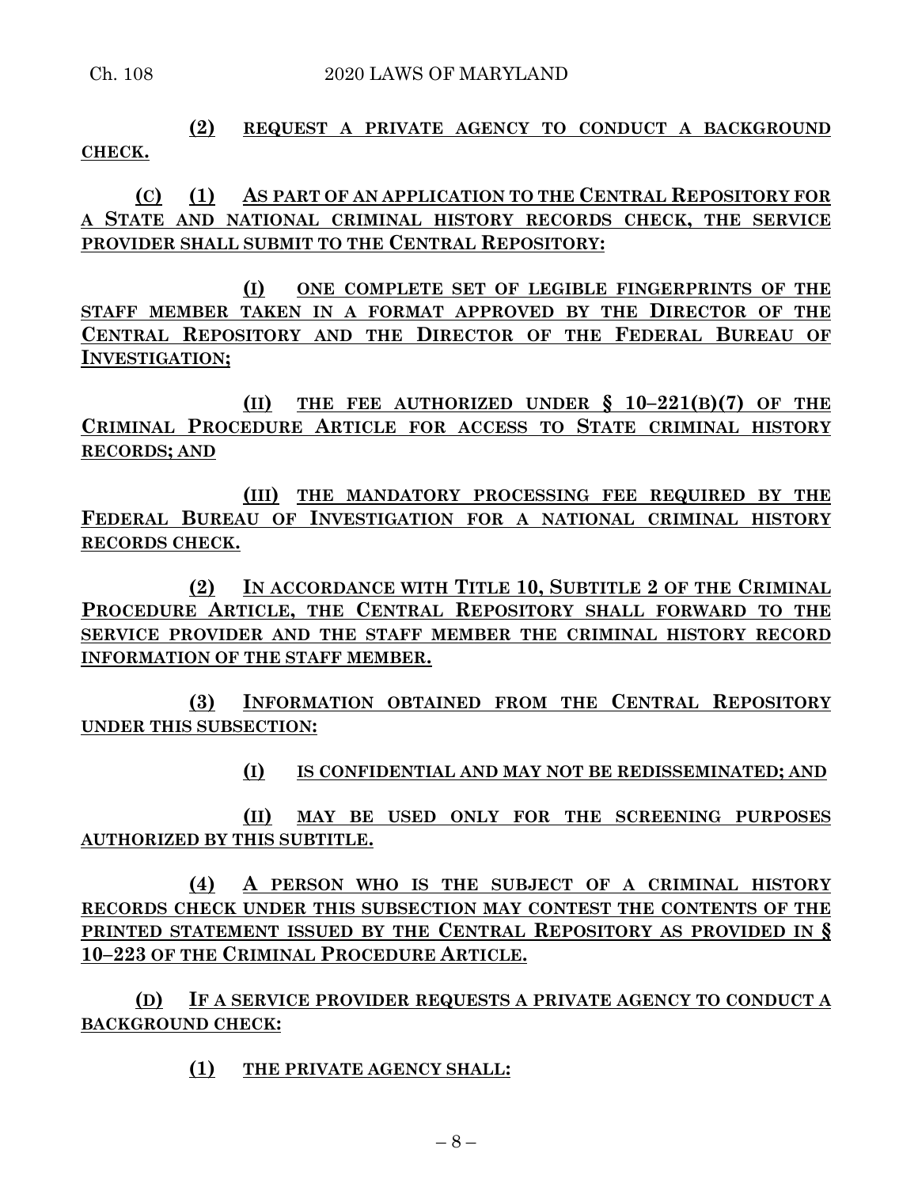**(2)** REQUEST A PRIVATE AGENCY TO CONDUCT A BACKGROUND CHECK.

**(C)** **(1)** AS PART OF AN APPLICATION TO THE CENTRAL REPOSITORY FOR A STATE AND NATIONAL CRIMINAL HISTORY RECORDS CHECK, THE SERVICE PROVIDER SHALL SUBMIT TO THE CENTRAL REPOSITORY:

**(I)** ONE COMPLETE SET OF LEGIBLE FINGERPRINTS OF THE STAFF MEMBER TAKEN IN A FORMAT APPROVED BY THE DIRECTOR OF THE CENTRAL REPOSITORY AND THE DIRECTOR OF THE FEDERAL BUREAU OF INVESTIGATION;

**(II)** THE FEE AUTHORIZED UNDER § 10–221(B)(7) OF THE CRIMINAL PROCEDURE ARTICLE FOR ACCESS TO STATE CRIMINAL HISTORY RECORDS; AND

**(III)** THE MANDATORY PROCESSING FEE REQUIRED BY THE FEDERAL BUREAU OF INVESTIGATION FOR A NATIONAL CRIMINAL HISTORY RECORDS CHECK.

**(2)** IN ACCORDANCE WITH TITLE 10, SUBTITLE 2 OF THE CRIMINAL PROCEDURE ARTICLE, THE CENTRAL REPOSITORY SHALL FORWARD TO THE SERVICE PROVIDER AND THE STAFF MEMBER THE CRIMINAL HISTORY RECORD INFORMATION OF THE STAFF MEMBER.

**(3)** INFORMATION OBTAINED FROM THE CENTRAL REPOSITORY UNDER THIS SUBSECTION:

**(I)** IS CONFIDENTIAL AND MAY NOT BE REDISSEMINATED; AND

**(II)** MAY BE USED ONLY FOR THE SCREENING PURPOSES AUTHORIZED BY THIS SUBTITLE.

**(4)** A PERSON WHO IS THE SUBJECT OF A CRIMINAL HISTORY RECORDS CHECK UNDER THIS SUBSECTION MAY CONTEST THE CONTENTS OF THE PRINTED STATEMENT ISSUED BY THE CENTRAL REPOSITORY AS PROVIDED IN § 10–223 OF THE CRIMINAL PROCEDURE ARTICLE.

**(D)** IF A SERVICE PROVIDER REQUESTS A PRIVATE AGENCY TO CONDUCT A BACKGROUND CHECK:

**(1)** THE PRIVATE AGENCY SHALL: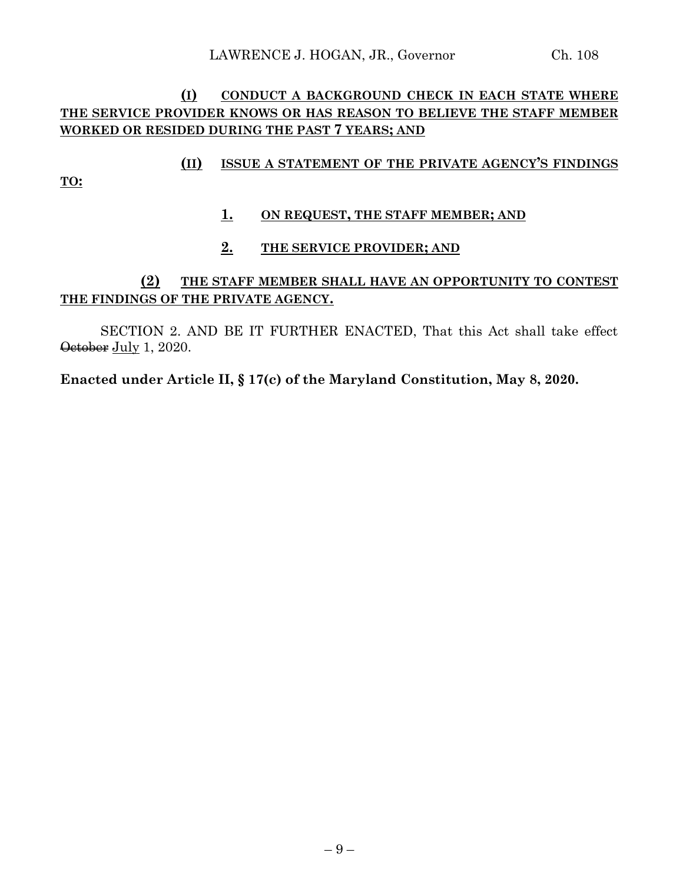**(I) CONDUCT A BACKGROUND CHECK IN EACH STATE WHERE THE SERVICE PROVIDER KNOWS OR HAS REASON TO BELIEVE THE STAFF MEMBER WORKED OR RESIDED DURING THE PAST 7 YEARS; AND**

**(II) ISSUE A STATEMENT OF THE PRIVATE AGENCY'S FINDINGS TO:**

**1. ON REQUEST, THE STAFF MEMBER; AND**

**2. THE SERVICE PROVIDER; AND**

**(2) THE STAFF MEMBER SHALL HAVE AN OPPORTUNITY TO CONTEST THE FINDINGS OF THE PRIVATE AGENCY.**

SECTION 2. AND BE IT FURTHER ENACTED, That this Act shall take effect ~~October~~ July 1, 2020.

**Enacted under Article II, § 17(c) of the Maryland Constitution, May 8, 2020.**